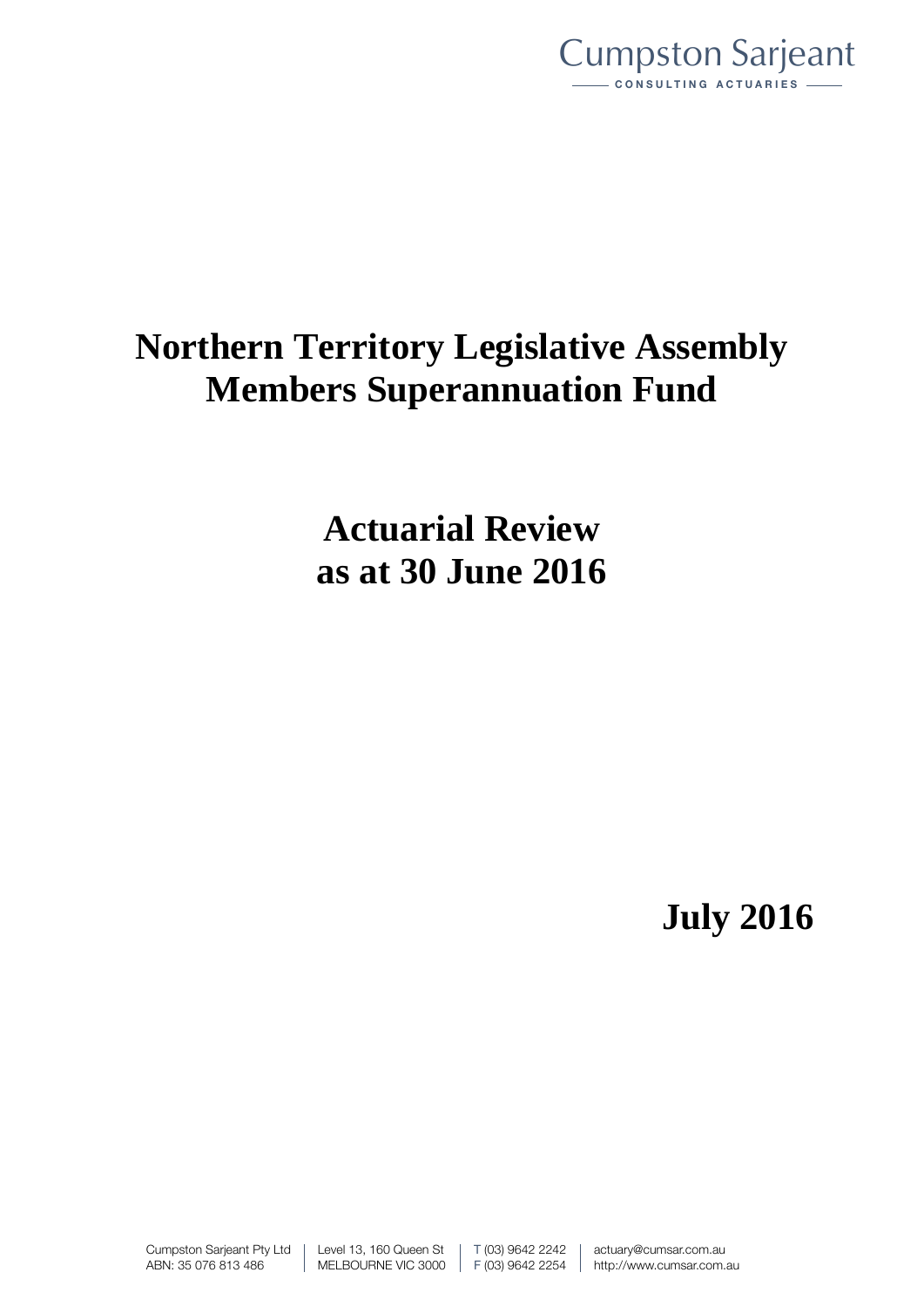Cumpston Sarjeant
CONSULTING ACTUARIES

# Northern Territory Legislative Assembly Members Superannuation Fund

## Actuarial Review as at 30 June 2016

**July 2016**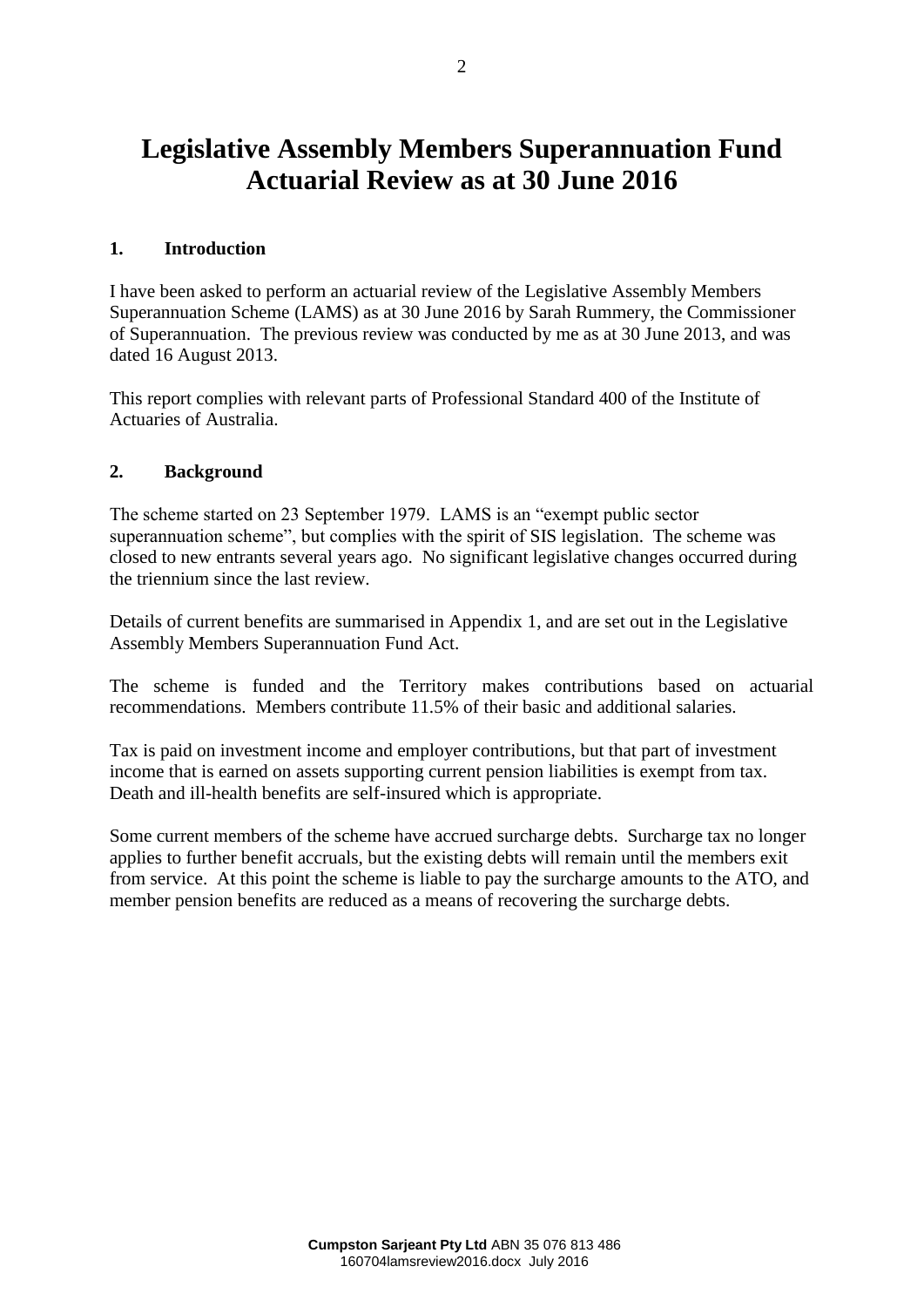# Legislative Assembly Members Superannuation Fund Actuarial Review as at 30 June 2016

## 1. Introduction

I have been asked to perform an actuarial review of the Legislative Assembly Members Superannuation Scheme (LAMS) as at 30 June 2016 by Sarah Rummery, the Commissioner of Superannuation. The previous review was conducted by me as at 30 June 2013, and was dated 16 August 2013.

This report complies with relevant parts of Professional Standard 400 of the Institute of Actuaries of Australia.

## 2. Background

The scheme started on 23 September 1979. LAMS is an "exempt public sector superannuation scheme", but complies with the spirit of SIS legislation. The scheme was closed to new entrants several years ago. No significant legislative changes occurred during the triennium since the last review.

Details of current benefits are summarised in Appendix 1, and are set out in the Legislative Assembly Members Superannuation Fund Act.

The scheme is funded and the Territory makes contributions based on actuarial recommendations. Members contribute 11.5% of their basic and additional salaries.

Tax is paid on investment income and employer contributions, but that part of investment income that is earned on assets supporting current pension liabilities is exempt from tax. Death and ill-health benefits are self-insured which is appropriate.

Some current members of the scheme have accrued surcharge debts. Surcharge tax no longer applies to further benefit accruals, but the existing debts will remain until the members exit from service. At this point the scheme is liable to pay the surcharge amounts to the ATO, and member pension benefits are reduced as a means of recovering the surcharge debts.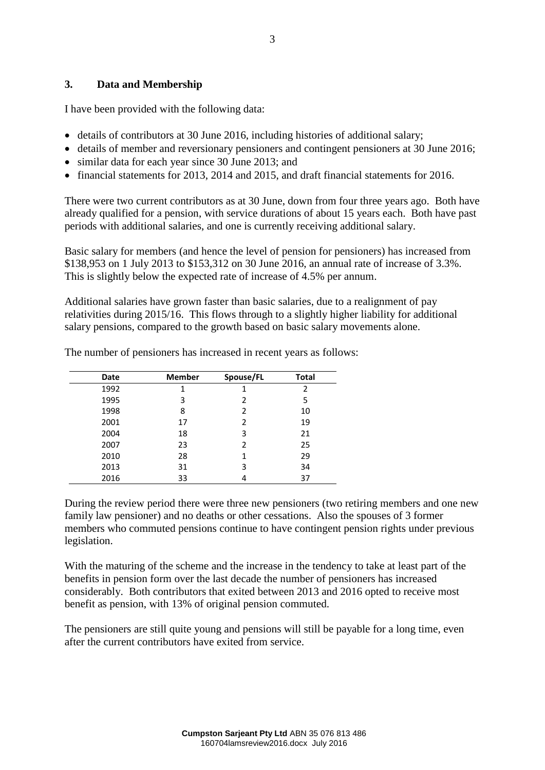## 3. Data and Membership

I have been provided with the following data:

- details of contributors at 30 June 2016, including histories of additional salary;
- details of member and reversionary pensioners and contingent pensioners at 30 June 2016;
- similar data for each year since 30 June 2013; and
- financial statements for 2013, 2014 and 2015, and draft financial statements for 2016.

There were two current contributors as at 30 June, down from four three years ago. Both have already qualified for a pension, with service durations of about 15 years each. Both have past periods with additional salaries, and one is currently receiving additional salary.

Basic salary for members (and hence the level of pension for pensioners) has increased from $138,953 on 1 July 2013 to $153,312 on 30 June 2016, an annual rate of increase of 3.3%. This is slightly below the expected rate of increase of 4.5% per annum.

Additional salaries have grown faster than basic salaries, due to a realignment of pay relativities during 2015/16. This flows through to a slightly higher liability for additional salary pensions, compared to the growth based on basic salary movements alone.

The number of pensioners has increased in recent years as follows:

| Date | Member | Spouse/FL | Total |
|---|---|---|---|
| 1992 | 1 | 1 | 2 |
| 1995 | 3 | 2 | 5 |
| 1998 | 8 | 2 | 10 |
| 2001 | 17 | 2 | 19 |
| 2004 | 18 | 3 | 21 |
| 2007 | 23 | 2 | 25 |
| 2010 | 28 | 1 | 29 |
| 2013 | 31 | 3 | 34 |
| 2016 | 33 | 4 | 37 |

During the review period there were three new pensioners (two retiring members and one new family law pensioner) and no deaths or other cessations. Also the spouses of 3 former members who commuted pensions continue to have contingent pension rights under previous legislation.

With the maturing of the scheme and the increase in the tendency to take at least part of the benefits in pension form over the last decade the number of pensioners has increased considerably. Both contributors that exited between 2013 and 2016 opted to receive most benefit as pension, with 13% of original pension commuted.

The pensioners are still quite young and pensions will still be payable for a long time, even after the current contributors have exited from service.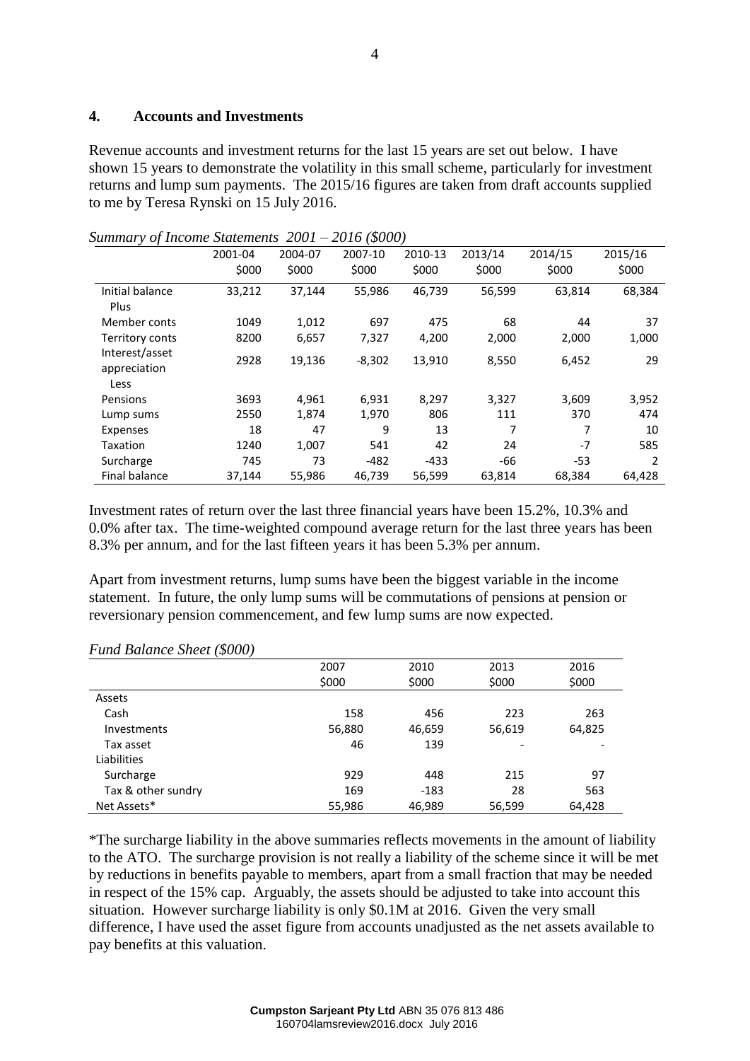## 4. Accounts and Investments

Revenue accounts and investment returns for the last 15 years are set out below. I have shown 15 years to demonstrate the volatility in this small scheme, particularly for investment returns and lump sum payments. The 2015/16 figures are taken from draft accounts supplied to me by Teresa Rynski on 15 July 2016.

*Summary of Income Statements 2001 – 2016 ($000)*

| | 2001-04 | 2004-07 | 2007-10 | 2010-13 | 2013/14 | 2014/15 | 2015/16 |
|---|---|---|---|---|---|---|---|
| | $000 | $000 | $000 | $000 | $000 | $000 | $000 |
| Initial balance | 33,212 | 37,144 | 55,986 | 46,739 | 56,599 | 63,814 | 68,384 |
| Plus | | | | | | | |
| Member conts | 1049 | 1,012 | 697 | 475 | 68 | 44 | 37 |
| Territory conts | 8200 | 6,657 | 7,327 | 4,200 | 2,000 | 2,000 | 1,000 |
| Interest/asset appreciation | 2928 | 19,136 | -8,302 | 13,910 | 8,550 | 6,452 | 29 |
| Less | | | | | | | |
| Pensions | 3693 | 4,961 | 6,931 | 8,297 | 3,327 | 3,609 | 3,952 |
| Lump sums | 2550 | 1,874 | 1,970 | 806 | 111 | 370 | 474 |
| Expenses | 18 | 47 | 9 | 13 | 7 | 7 | 10 |
| Taxation | 1240 | 1,007 | 541 | 42 | 24 | -7 | 585 |
| Surcharge | 745 | 73 | -482 | -433 | -66 | -53 | 2 |
| Final balance | 37,144 | 55,986 | 46,739 | 56,599 | 63,814 | 68,384 | 64,428 |

Investment rates of return over the last three financial years have been 15.2%, 10.3% and 0.0% after tax. The time-weighted compound average return for the last three years has been 8.3% per annum, and for the last fifteen years it has been 5.3% per annum.

Apart from investment returns, lump sums have been the biggest variable in the income statement. In future, the only lump sums will be commutations of pensions at pension or reversionary pension commencement, and few lump sums are now expected.

*Fund Balance Sheet ($000)*

| | 2007 | 2010 | 2013 | 2016 |
|---|---|---|---|---|
| | $000 | $000 | $000 | $000 |
| Assets | | | | |
| Cash | 158 | 456 | 223 | 263 |
| Investments | 56,880 | 46,659 | 56,619 | 64,825 |
| Tax asset | 46 | 139 | - | - |
| Liabilities | | | | |
| Surcharge | 929 | 448 | 215 | 97 |
| Tax & other sundry | 169 | -183 | 28 | 563 |
| Net Assets* | 55,986 | 46,989 | 56,599 | 64,428 |

*The surcharge liability in the above summaries reflects movements in the amount of liability to the ATO. The surcharge provision is not really a liability of the scheme since it will be met by reductions in benefits payable to members, apart from a small fraction that may be needed in respect of the 15% cap. Arguably, the assets should be adjusted to take into account this situation. However surcharge liability is only $0.1M at 2016. Given the very small difference, I have used the asset figure from accounts unadjusted as the net assets available to pay benefits at this valuation.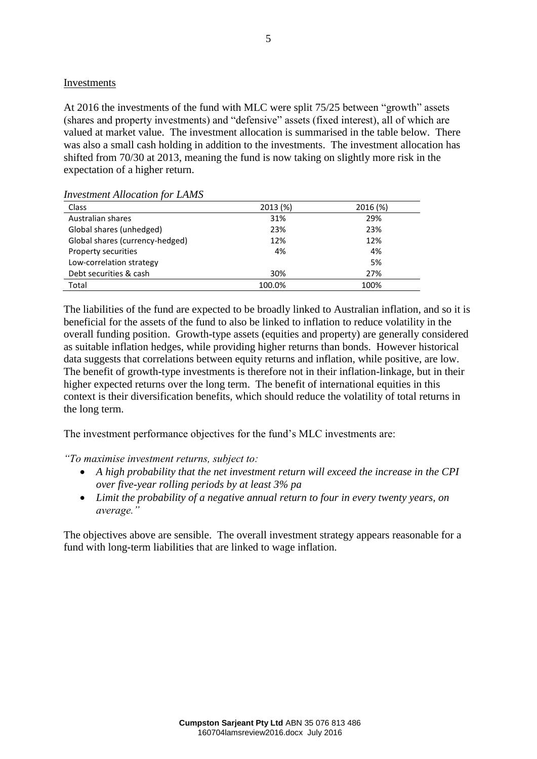## Investments

At 2016 the investments of the fund with MLC were split 75/25 between "growth" assets (shares and property investments) and "defensive" assets (fixed interest), all of which are valued at market value. The investment allocation is summarised in the table below. There was also a small cash holding in addition to the investments. The investment allocation has shifted from 70/30 at 2013, meaning the fund is now taking on slightly more risk in the expectation of a higher return.

*Investment Allocation for LAMS*

| Class | 2013 (%) | 2016 (%) |
|---|---|---|
| Australian shares | 31% | 29% |
| Global shares (unhedged) | 23% | 23% |
| Global shares (currency-hedged) | 12% | 12% |
| Property securities | 4% | 4% |
| Low-correlation strategy | | 5% |
| Debt securities & cash | 30% | 27% |
| Total | 100.0% | 100% |

The liabilities of the fund are expected to be broadly linked to Australian inflation, and so it is beneficial for the assets of the fund to also be linked to inflation to reduce volatility in the overall funding position. Growth-type assets (equities and property) are generally considered as suitable inflation hedges, while providing higher returns than bonds. However historical data suggests that correlations between equity returns and inflation, while positive, are low. The benefit of growth-type investments is therefore not in their inflation-linkage, but in their higher expected returns over the long term. The benefit of international equities in this context is their diversification benefits, which should reduce the volatility of total returns in the long term.

The investment performance objectives for the fund's MLC investments are:

*"To maximise investment returns, subject to:*

- *A high probability that the net investment return will exceed the increase in the CPI over five-year rolling periods by at least 3% pa*
- *Limit the probability of a negative annual return to four in every twenty years, on average."*

The objectives above are sensible. The overall investment strategy appears reasonable for a fund with long-term liabilities that are linked to wage inflation.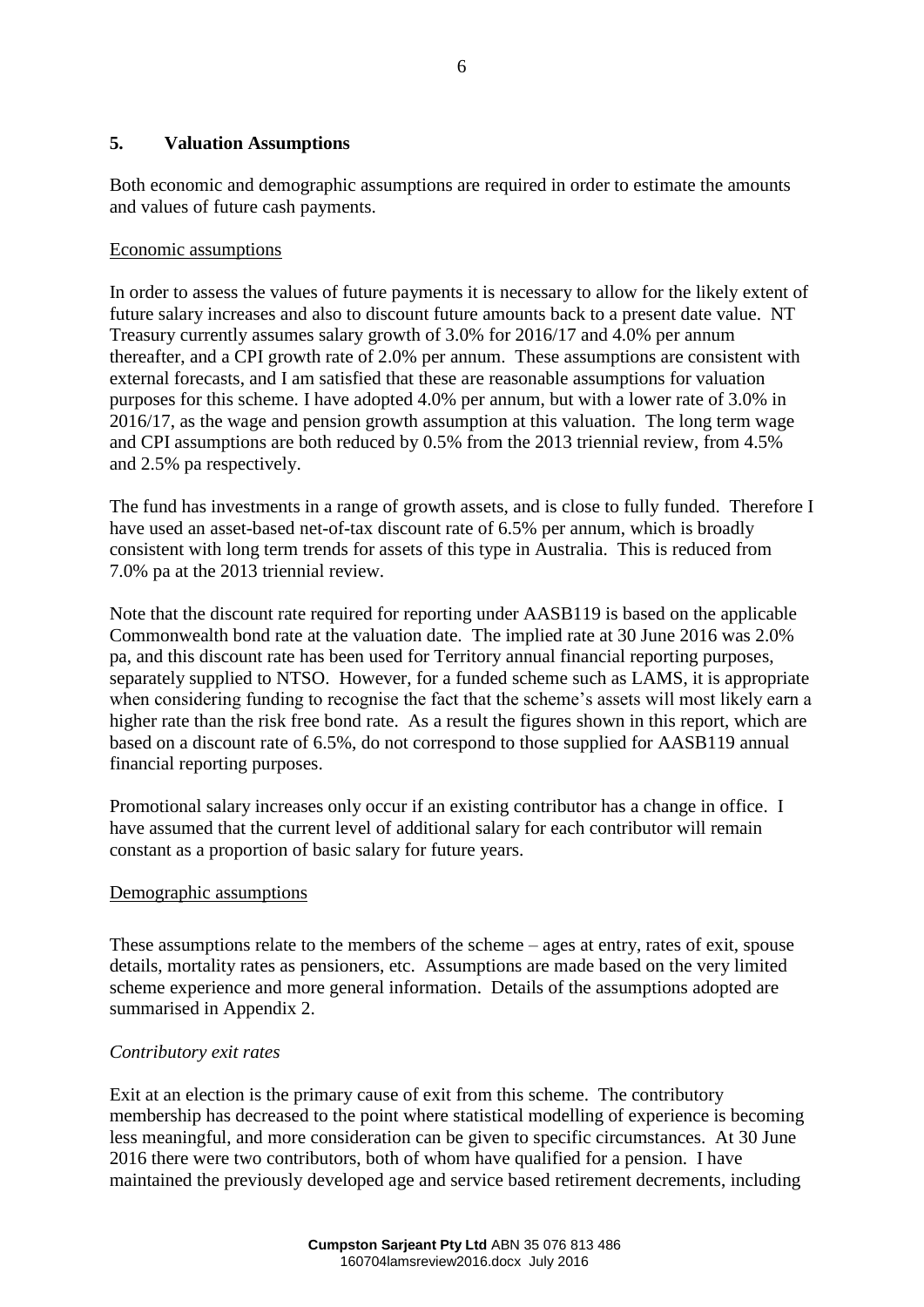## 5. Valuation Assumptions

Both economic and demographic assumptions are required in order to estimate the amounts and values of future cash payments.

Economic assumptions

In order to assess the values of future payments it is necessary to allow for the likely extent of future salary increases and also to discount future amounts back to a present date value. NT Treasury currently assumes salary growth of 3.0% for 2016/17 and 4.0% per annum thereafter, and a CPI growth rate of 2.0% per annum. These assumptions are consistent with external forecasts, and I am satisfied that these are reasonable assumptions for valuation purposes for this scheme. I have adopted 4.0% per annum, but with a lower rate of 3.0% in 2016/17, as the wage and pension growth assumption at this valuation. The long term wage and CPI assumptions are both reduced by 0.5% from the 2013 triennial review, from 4.5% and 2.5% pa respectively.

The fund has investments in a range of growth assets, and is close to fully funded. Therefore I have used an asset-based net-of-tax discount rate of 6.5% per annum, which is broadly consistent with long term trends for assets of this type in Australia. This is reduced from 7.0% pa at the 2013 triennial review.

Note that the discount rate required for reporting under AASB119 is based on the applicable Commonwealth bond rate at the valuation date. The implied rate at 30 June 2016 was 2.0% pa, and this discount rate has been used for Territory annual financial reporting purposes, separately supplied to NTSO. However, for a funded scheme such as LAMS, it is appropriate when considering funding to recognise the fact that the scheme's assets will most likely earn a higher rate than the risk free bond rate. As a result the figures shown in this report, which are based on a discount rate of 6.5%, do not correspond to those supplied for AASB119 annual financial reporting purposes.

Promotional salary increases only occur if an existing contributor has a change in office. I have assumed that the current level of additional salary for each contributor will remain constant as a proportion of basic salary for future years.

Demographic assumptions

These assumptions relate to the members of the scheme – ages at entry, rates of exit, spouse details, mortality rates as pensioners, etc. Assumptions are made based on the very limited scheme experience and more general information. Details of the assumptions adopted are summarised in Appendix 2.

*Contributory exit rates*

Exit at an election is the primary cause of exit from this scheme. The contributory membership has decreased to the point where statistical modelling of experience is becoming less meaningful, and more consideration can be given to specific circumstances. At 30 June 2016 there were two contributors, both of whom have qualified for a pension. I have maintained the previously developed age and service based retirement decrements, including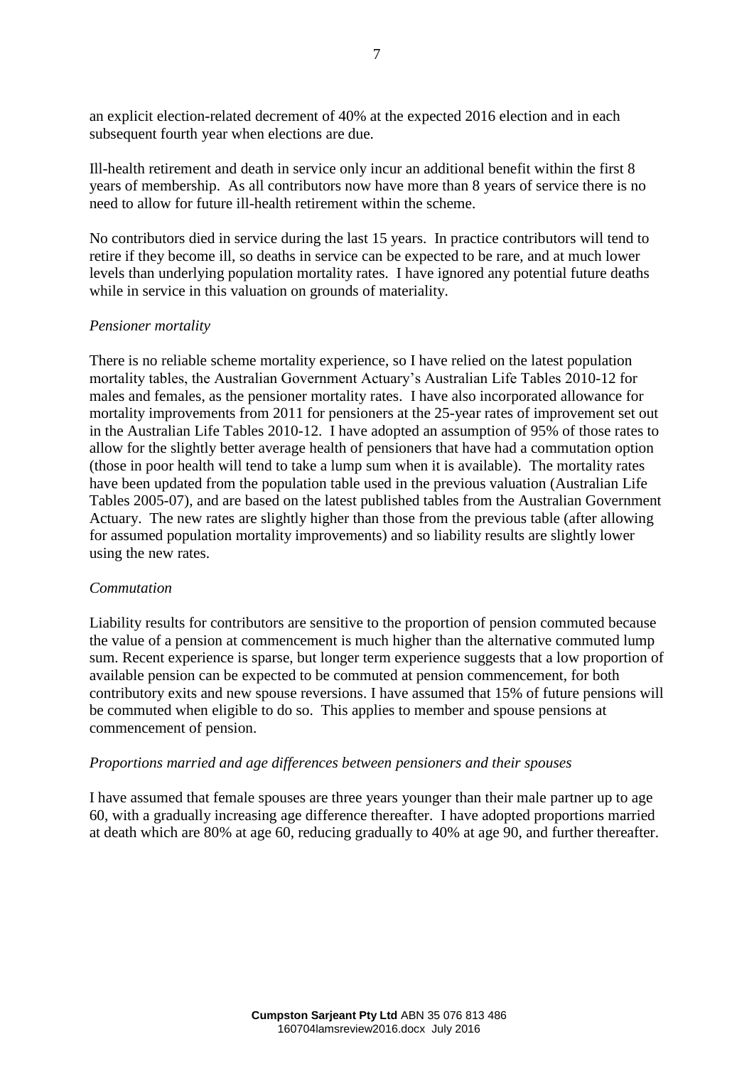an explicit election-related decrement of 40% at the expected 2016 election and in each subsequent fourth year when elections are due.

Ill-health retirement and death in service only incur an additional benefit within the first 8 years of membership. As all contributors now have more than 8 years of service there is no need to allow for future ill-health retirement within the scheme.

No contributors died in service during the last 15 years. In practice contributors will tend to retire if they become ill, so deaths in service can be expected to be rare, and at much lower levels than underlying population mortality rates. I have ignored any potential future deaths while in service in this valuation on grounds of materiality.

*Pensioner mortality*

There is no reliable scheme mortality experience, so I have relied on the latest population mortality tables, the Australian Government Actuary's Australian Life Tables 2010-12 for males and females, as the pensioner mortality rates. I have also incorporated allowance for mortality improvements from 2011 for pensioners at the 25-year rates of improvement set out in the Australian Life Tables 2010-12. I have adopted an assumption of 95% of those rates to allow for the slightly better average health of pensioners that have had a commutation option (those in poor health will tend to take a lump sum when it is available). The mortality rates have been updated from the population table used in the previous valuation (Australian Life Tables 2005-07), and are based on the latest published tables from the Australian Government Actuary. The new rates are slightly higher than those from the previous table (after allowing for assumed population mortality improvements) and so liability results are slightly lower using the new rates.

*Commutation*

Liability results for contributors are sensitive to the proportion of pension commuted because the value of a pension at commencement is much higher than the alternative commuted lump sum. Recent experience is sparse, but longer term experience suggests that a low proportion of available pension can be expected to be commuted at pension commencement, for both contributory exits and new spouse reversions. I have assumed that 15% of future pensions will be commuted when eligible to do so. This applies to member and spouse pensions at commencement of pension.

*Proportions married and age differences between pensioners and their spouses*

I have assumed that female spouses are three years younger than their male partner up to age 60, with a gradually increasing age difference thereafter. I have adopted proportions married at death which are 80% at age 60, reducing gradually to 40% at age 90, and further thereafter.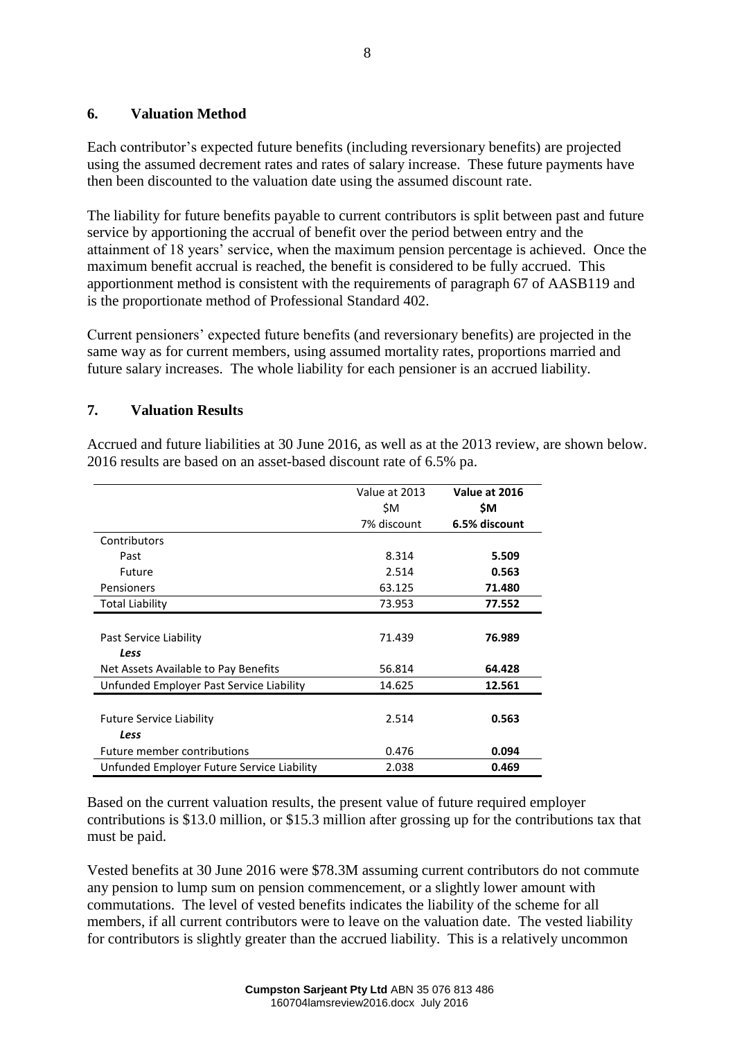## 6. Valuation Method

Each contributor's expected future benefits (including reversionary benefits) are projected using the assumed decrement rates and rates of salary increase. These future payments have then been discounted to the valuation date using the assumed discount rate.

The liability for future benefits payable to current contributors is split between past and future service by apportioning the accrual of benefit over the period between entry and the attainment of 18 years' service, when the maximum pension percentage is achieved. Once the maximum benefit accrual is reached, the benefit is considered to be fully accrued. This apportionment method is consistent with the requirements of paragraph 67 of AASB119 and is the proportionate method of Professional Standard 402.

Current pensioners' expected future benefits (and reversionary benefits) are projected in the same way as for current members, using assumed mortality rates, proportions married and future salary increases. The whole liability for each pensioner is an accrued liability.

## 7. Valuation Results

Accrued and future liabilities at 30 June 2016, as well as at the 2013 review, are shown below. 2016 results are based on an asset-based discount rate of 6.5% pa.

| | Value at 2013<br>$M<br>7% discount | **Value at 2016<br>$M<br>6.5% discount** |
|---|---|---|
| Contributors | | |
| Past | 8.314 | **5.509** |
| Future | 2.514 | **0.563** |
| Pensioners | 63.125 | **71.480** |
| Total Liability | 73.953 | **77.552** |
| | | |
| Past Service Liability | 71.439 | **76.989** |
| *Less* | | |
| Net Assets Available to Pay Benefits | 56.814 | **64.428** |
| Unfunded Employer Past Service Liability | 14.625 | **12.561** |
| | | |
| Future Service Liability | 2.514 | **0.563** |
| *Less* | | |
| Future member contributions | 0.476 | **0.094** |
| Unfunded Employer Future Service Liability | 2.038 | **0.469** |

Based on the current valuation results, the present value of future required employer contributions is $13.0 million, or $15.3 million after grossing up for the contributions tax that must be paid.

Vested benefits at 30 June 2016 were $78.3M assuming current contributors do not commute any pension to lump sum on pension commencement, or a slightly lower amount with commutations. The level of vested benefits indicates the liability of the scheme for all members, if all current contributors were to leave on the valuation date. The vested liability for contributors is slightly greater than the accrued liability. This is a relatively uncommon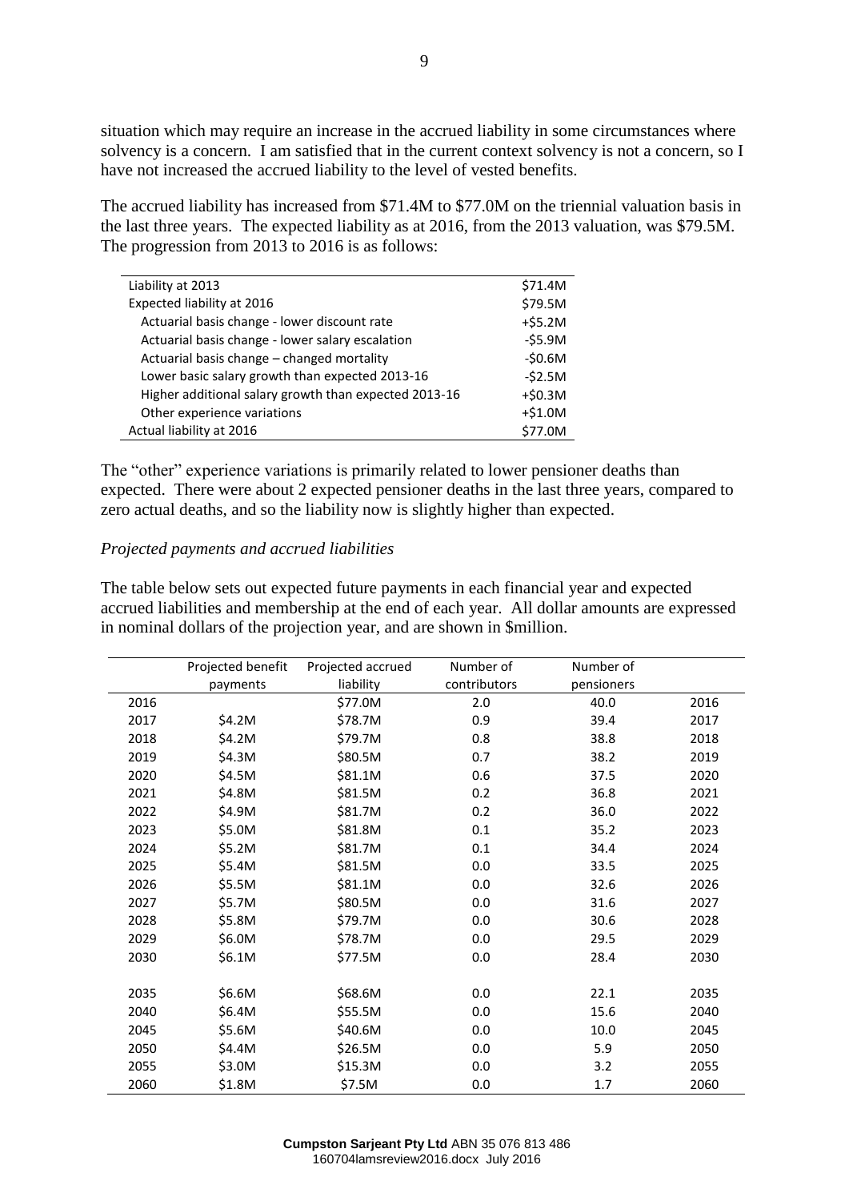situation which may require an increase in the accrued liability in some circumstances where solvency is a concern. I am satisfied that in the current context solvency is not a concern, so I have not increased the accrued liability to the level of vested benefits.

The accrued liability has increased from $71.4M to $77.0M on the triennial valuation basis in the last three years. The expected liability as at 2016, from the 2013 valuation, was $79.5M. The progression from 2013 to 2016 is as follows:

| | |
|---|---|
| Liability at 2013 | $71.4M |
| Expected liability at 2016 | $79.5M |
| Actuarial basis change - lower discount rate | +$5.2M |
| Actuarial basis change - lower salary escalation | -$5.9M |
| Actuarial basis change – changed mortality | -$0.6M |
| Lower basic salary growth than expected 2013-16 | -$2.5M |
| Higher additional salary growth than expected 2013-16 | +$0.3M |
| Other experience variations | +$1.0M |
| Actual liability at 2016 | $77.0M |

The "other" experience variations is primarily related to lower pensioner deaths than expected. There were about 2 expected pensioner deaths in the last three years, compared to zero actual deaths, and so the liability now is slightly higher than expected.

*Projected payments and accrued liabilities*

The table below sets out expected future payments in each financial year and expected accrued liabilities and membership at the end of each year. All dollar amounts are expressed in nominal dollars of the projection year, and are shown in $million.

| | Projected benefit payments | Projected accrued liability | Number of contributors | Number of pensioners | |
|---|---|---|---|---|---|
| 2016 | | $77.0M | 2.0 | 40.0 | 2016 |
| 2017 | $4.2M | $78.7M | 0.9 | 39.4 | 2017 |
| 2018 | $4.2M | $79.7M | 0.8 | 38.8 | 2018 |
| 2019 | $4.3M | $80.5M | 0.7 | 38.2 | 2019 |
| 2020 | $4.5M | $81.1M | 0.6 | 37.5 | 2020 |
| 2021 | $4.8M | $81.5M | 0.2 | 36.8 | 2021 |
| 2022 | $4.9M | $81.7M | 0.2 | 36.0 | 2022 |
| 2023 | $5.0M | $81.8M | 0.1 | 35.2 | 2023 |
| 2024 | $5.2M | $81.7M | 0.1 | 34.4 | 2024 |
| 2025 | $5.4M | $81.5M | 0.0 | 33.5 | 2025 |
| 2026 | $5.5M | $81.1M | 0.0 | 32.6 | 2026 |
| 2027 | $5.7M | $80.5M | 0.0 | 31.6 | 2027 |
| 2028 | $5.8M | $79.7M | 0.0 | 30.6 | 2028 |
| 2029 | $6.0M | $78.7M | 0.0 | 29.5 | 2029 |
| 2030 | $6.1M | $77.5M | 0.0 | 28.4 | 2030 |
| 2035 | $6.6M | $68.6M | 0.0 | 22.1 | 2035 |
| 2040 | $6.4M | $55.5M | 0.0 | 15.6 | 2040 |
| 2045 | $5.6M | $40.6M | 0.0 | 10.0 | 2045 |
| 2050 | $4.4M | $26.5M | 0.0 | 5.9 | 2050 |
| 2055 | $3.0M | $15.3M | 0.0 | 3.2 | 2055 |
| 2060 | $1.8M | $7.5M | 0.0 | 1.7 | 2060 |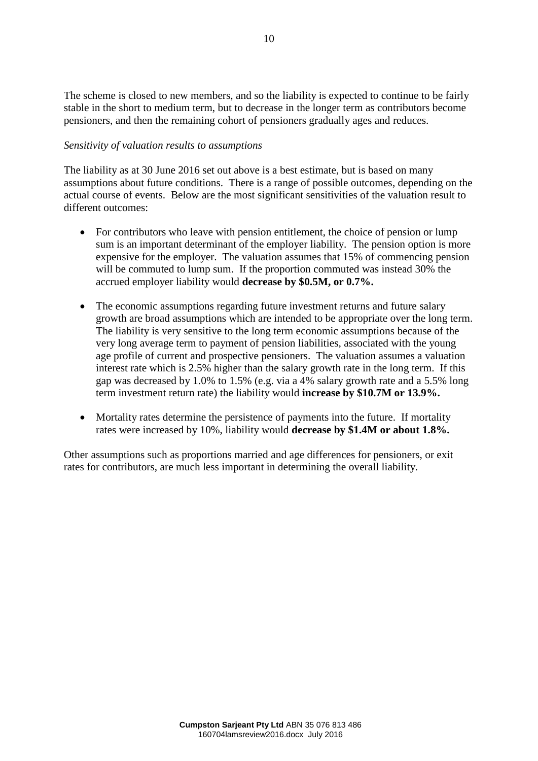The scheme is closed to new members, and so the liability is expected to continue to be fairly stable in the short to medium term, but to decrease in the longer term as contributors become pensioners, and then the remaining cohort of pensioners gradually ages and reduces.

*Sensitivity of valuation results to assumptions*

The liability as at 30 June 2016 set out above is a best estimate, but is based on many assumptions about future conditions. There is a range of possible outcomes, depending on the actual course of events. Below are the most significant sensitivities of the valuation result to different outcomes:

- For contributors who leave with pension entitlement, the choice of pension or lump sum is an important determinant of the employer liability. The pension option is more expensive for the employer. The valuation assumes that 15% of commencing pension will be commuted to lump sum. If the proportion commuted was instead 30% the accrued employer liability would **decrease by $0.5M, or 0.7%.**

- The economic assumptions regarding future investment returns and future salary growth are broad assumptions which are intended to be appropriate over the long term. The liability is very sensitive to the long term economic assumptions because of the very long average term to payment of pension liabilities, associated with the young age profile of current and prospective pensioners. The valuation assumes a valuation interest rate which is 2.5% higher than the salary growth rate in the long term. If this gap was decreased by 1.0% to 1.5% (e.g. via a 4% salary growth rate and a 5.5% long term investment return rate) the liability would **increase by $10.7M or 13.9%.**

- Mortality rates determine the persistence of payments into the future. If mortality rates were increased by 10%, liability would **decrease by $1.4M or about 1.8%.**

Other assumptions such as proportions married and age differences for pensioners, or exit rates for contributors, are much less important in determining the overall liability.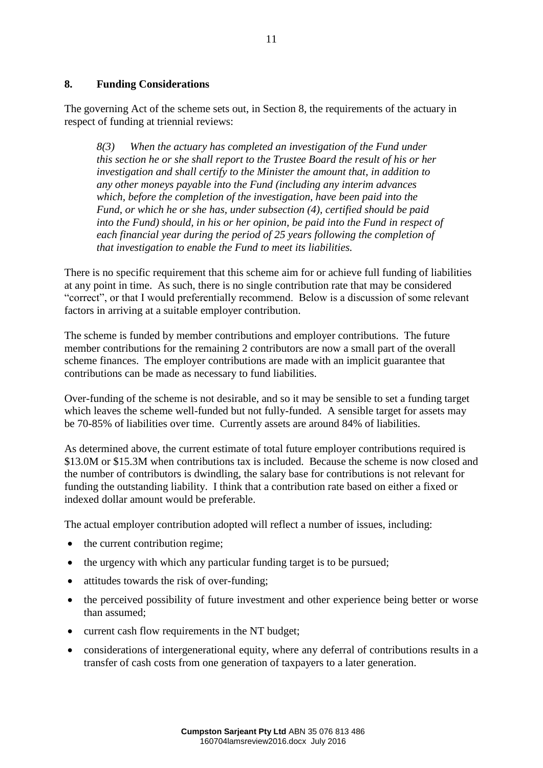## 8. Funding Considerations

The governing Act of the scheme sets out, in Section 8, the requirements of the actuary in respect of funding at triennial reviews:

> *8(3) When the actuary has completed an investigation of the Fund under this section he or she shall report to the Trustee Board the result of his or her investigation and shall certify to the Minister the amount that, in addition to any other moneys payable into the Fund (including any interim advances which, before the completion of the investigation, have been paid into the Fund, or which he or she has, under subsection (4), certified should be paid into the Fund) should, in his or her opinion, be paid into the Fund in respect of each financial year during the period of 25 years following the completion of that investigation to enable the Fund to meet its liabilities.*

There is no specific requirement that this scheme aim for or achieve full funding of liabilities at any point in time. As such, there is no single contribution rate that may be considered "correct", or that I would preferentially recommend. Below is a discussion of some relevant factors in arriving at a suitable employer contribution.

The scheme is funded by member contributions and employer contributions. The future member contributions for the remaining 2 contributors are now a small part of the overall scheme finances. The employer contributions are made with an implicit guarantee that contributions can be made as necessary to fund liabilities.

Over-funding of the scheme is not desirable, and so it may be sensible to set a funding target which leaves the scheme well-funded but not fully-funded. A sensible target for assets may be 70-85% of liabilities over time. Currently assets are around 84% of liabilities.

As determined above, the current estimate of total future employer contributions required is $13.0M or $15.3M when contributions tax is included. Because the scheme is now closed and the number of contributors is dwindling, the salary base for contributions is not relevant for funding the outstanding liability. I think that a contribution rate based on either a fixed or indexed dollar amount would be preferable.

The actual employer contribution adopted will reflect a number of issues, including:

- the current contribution regime;
- the urgency with which any particular funding target is to be pursued;
- attitudes towards the risk of over-funding;
- the perceived possibility of future investment and other experience being better or worse than assumed;
- current cash flow requirements in the NT budget;
- considerations of intergenerational equity, where any deferral of contributions results in a transfer of cash costs from one generation of taxpayers to a later generation.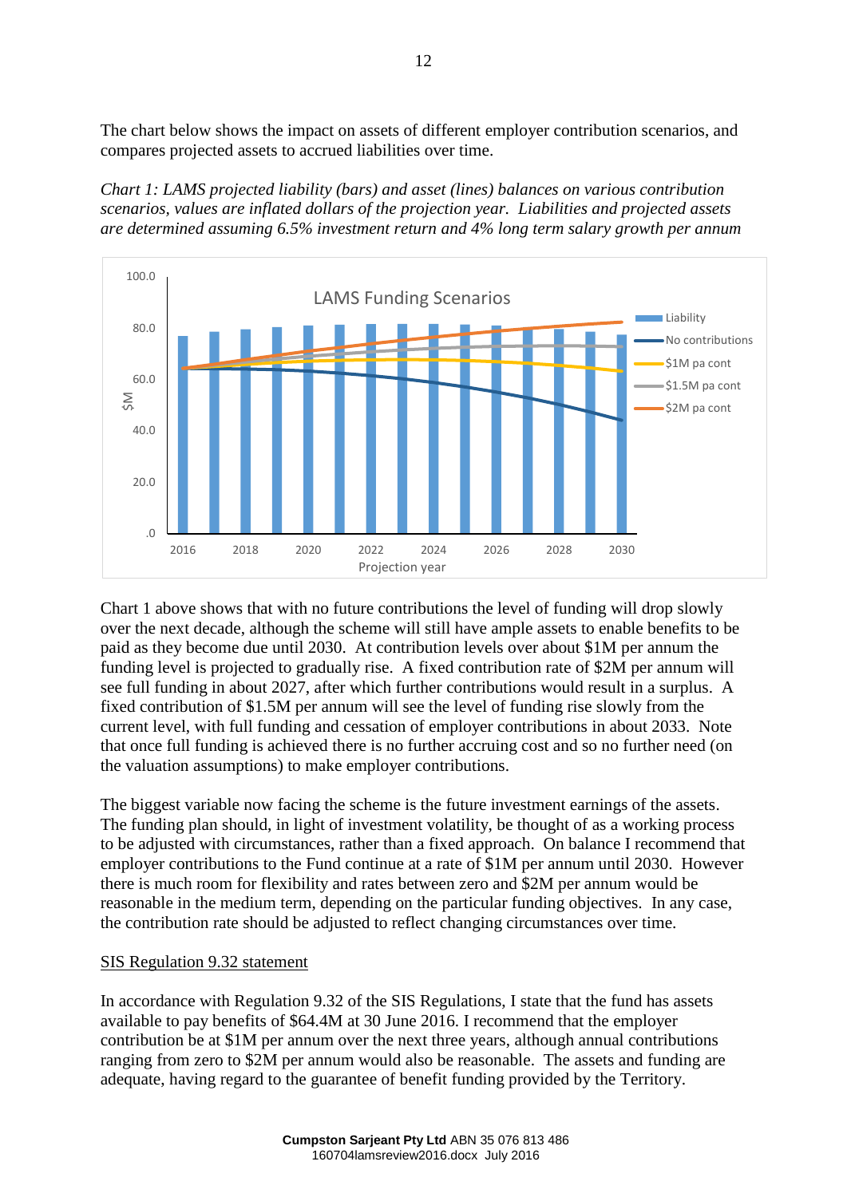The chart below shows the impact on assets of different employer contribution scenarios, and compares projected assets to accrued liabilities over time.

*Chart 1: LAMS projected liability (bars) and asset (lines) balances on various contribution scenarios, values are inflated dollars of the projection year. Liabilities and projected assets are determined assuming 6.5% investment return and 4% long term salary growth per annum*

Chart 1 above shows that with no future contributions the level of funding will drop slowly over the next decade, although the scheme will still have ample assets to enable benefits to be paid as they become due until 2030. At contribution levels over about $1M per annum the funding level is projected to gradually rise. A fixed contribution rate of $2M per annum will see full funding in about 2027, after which further contributions would result in a surplus. A fixed contribution of $1.5M per annum will see the level of funding rise slowly from the current level, with full funding and cessation of employer contributions in about 2033. Note that once full funding is achieved there is no further accruing cost and so no further need (on the valuation assumptions) to make employer contributions.

The biggest variable now facing the scheme is the future investment earnings of the assets. The funding plan should, in light of investment volatility, be thought of as a working process to be adjusted with circumstances, rather than a fixed approach. On balance I recommend that employer contributions to the Fund continue at a rate of $1M per annum until 2030. However there is much room for flexibility and rates between zero and $2M per annum would be reasonable in the medium term, depending on the particular funding objectives. In any case, the contribution rate should be adjusted to reflect changing circumstances over time.

## SIS Regulation 9.32 statement

In accordance with Regulation 9.32 of the SIS Regulations, I state that the fund has assets available to pay benefits of $64.4M at 30 June 2016. I recommend that the employer contribution be at $1M per annum over the next three years, although annual contributions ranging from zero to $2M per annum would also be reasonable. The assets and funding are adequate, having regard to the guarantee of benefit funding provided by the Territory.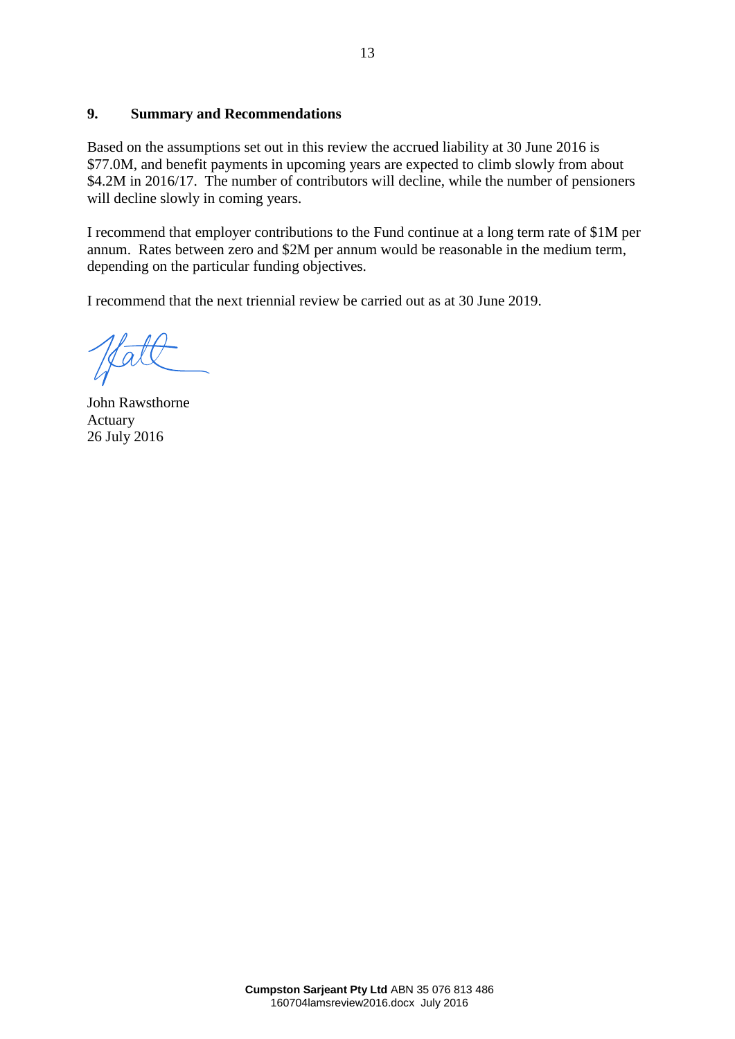## 9. Summary and Recommendations

Based on the assumptions set out in this review the accrued liability at 30 June 2016 is $77.0M, and benefit payments in upcoming years are expected to climb slowly from about $4.2M in 2016/17. The number of contributors will decline, while the number of pensioners will decline slowly in coming years.

I recommend that employer contributions to the Fund continue at a long term rate of $1M per annum. Rates between zero and $2M per annum would be reasonable in the medium term, depending on the particular funding objectives.

I recommend that the next triennial review be carried out as at 30 June 2019.

John Rawsthorne
Actuary
26 July 2016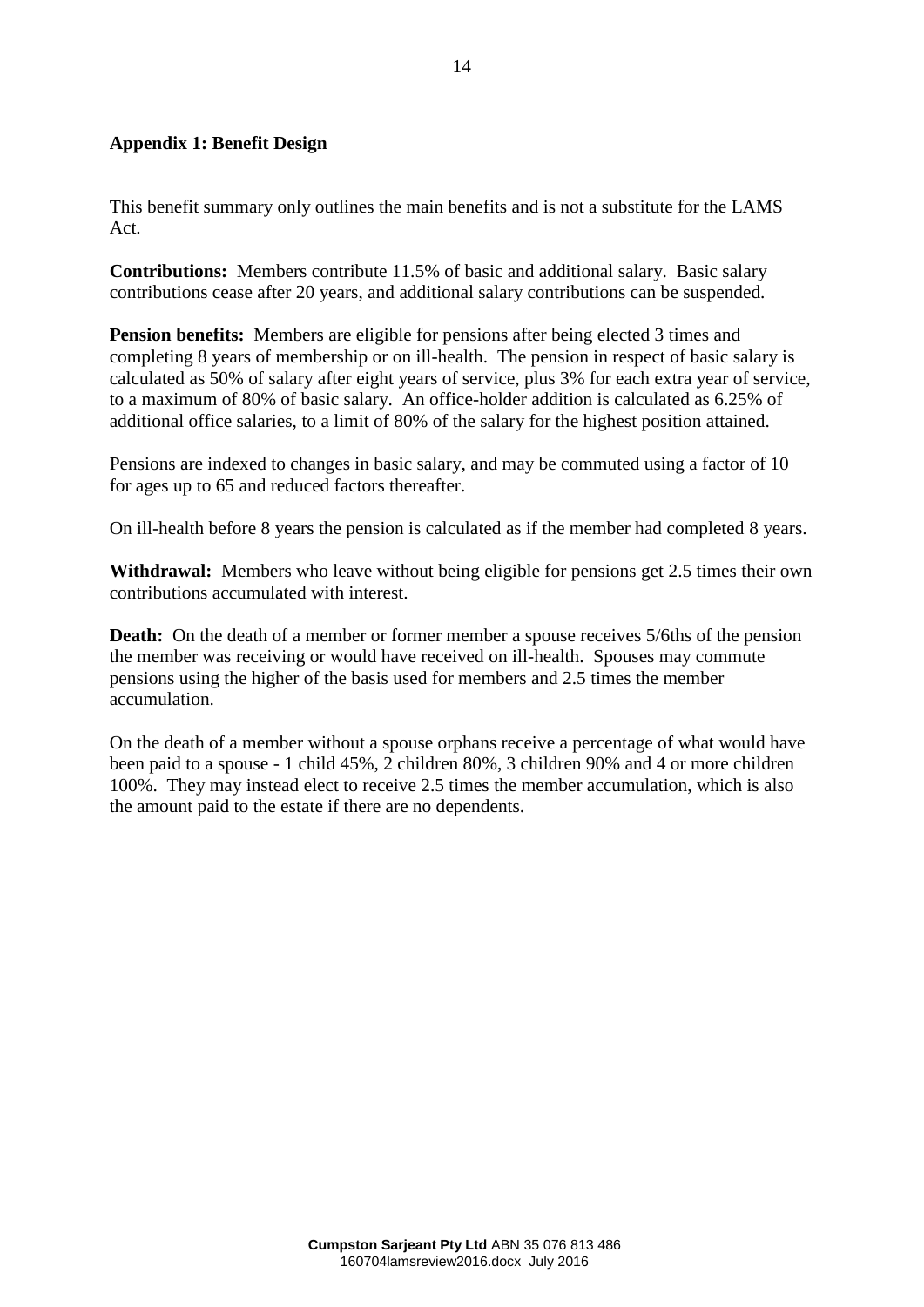## Appendix 1: Benefit Design

This benefit summary only outlines the main benefits and is not a substitute for the LAMS Act.

**Contributions:** Members contribute 11.5% of basic and additional salary. Basic salary contributions cease after 20 years, and additional salary contributions can be suspended.

**Pension benefits:** Members are eligible for pensions after being elected 3 times and completing 8 years of membership or on ill-health. The pension in respect of basic salary is calculated as 50% of salary after eight years of service, plus 3% for each extra year of service, to a maximum of 80% of basic salary. An office-holder addition is calculated as 6.25% of additional office salaries, to a limit of 80% of the salary for the highest position attained.

Pensions are indexed to changes in basic salary, and may be commuted using a factor of 10 for ages up to 65 and reduced factors thereafter.

On ill-health before 8 years the pension is calculated as if the member had completed 8 years.

**Withdrawal:** Members who leave without being eligible for pensions get 2.5 times their own contributions accumulated with interest.

**Death:** On the death of a member or former member a spouse receives 5/6ths of the pension the member was receiving or would have received on ill-health. Spouses may commute pensions using the higher of the basis used for members and 2.5 times the member accumulation.

On the death of a member without a spouse orphans receive a percentage of what would have been paid to a spouse - 1 child 45%, 2 children 80%, 3 children 90% and 4 or more children 100%. They may instead elect to receive 2.5 times the member accumulation, which is also the amount paid to the estate if there are no dependents.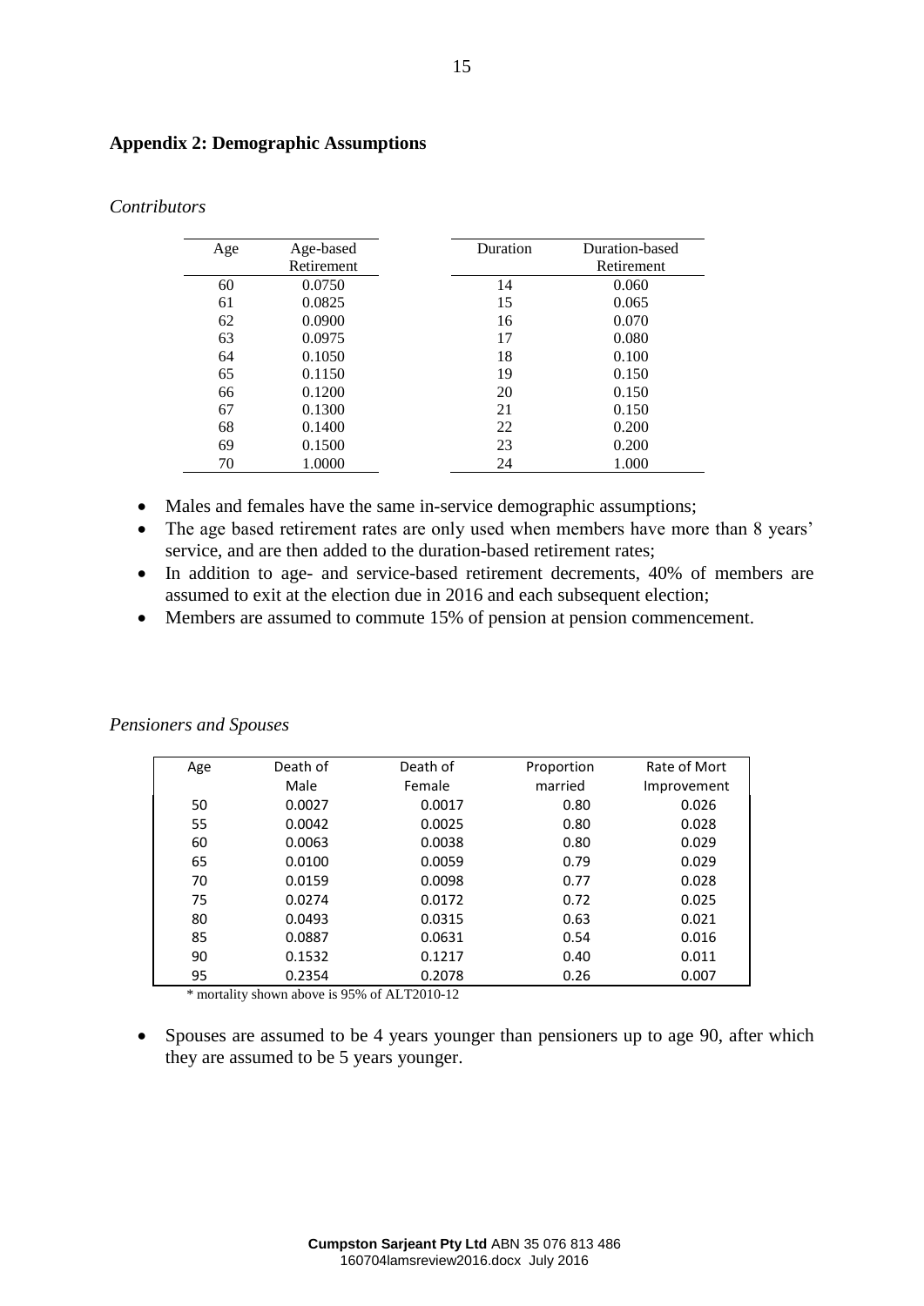**Appendix 2: Demographic Assumptions**

*Contributors*

| Age | Age-based Retirement |
|---|---|
| 60 | 0.0750 |
| 61 | 0.0825 |
| 62 | 0.0900 |
| 63 | 0.0975 |
| 64 | 0.1050 |
| 65 | 0.1150 |
| 66 | 0.1200 |
| 67 | 0.1300 |
| 68 | 0.1400 |
| 69 | 0.1500 |
| 70 | 1.0000 |

| Duration | Duration-based Retirement |
|---|---|
| 14 | 0.060 |
| 15 | 0.065 |
| 16 | 0.070 |
| 17 | 0.080 |
| 18 | 0.100 |
| 19 | 0.150 |
| 20 | 0.150 |
| 21 | 0.150 |
| 22 | 0.200 |
| 23 | 0.200 |
| 24 | 1.000 |

- Males and females have the same in-service demographic assumptions;
- The age based retirement rates are only used when members have more than 8 years' service, and are then added to the duration-based retirement rates;
- In addition to age- and service-based retirement decrements, 40% of members are assumed to exit at the election due in 2016 and each subsequent election;
- Members are assumed to commute 15% of pension at pension commencement.

*Pensioners and Spouses*

| Age | Death of Male | Death of Female | Proportion married | Rate of Mort Improvement |
|---|---|---|---|---|
| 50 | 0.0027 | 0.0017 | 0.80 | 0.026 |
| 55 | 0.0042 | 0.0025 | 0.80 | 0.028 |
| 60 | 0.0063 | 0.0038 | 0.80 | 0.029 |
| 65 | 0.0100 | 0.0059 | 0.79 | 0.029 |
| 70 | 0.0159 | 0.0098 | 0.77 | 0.028 |
| 75 | 0.0274 | 0.0172 | 0.72 | 0.025 |
| 80 | 0.0493 | 0.0315 | 0.63 | 0.021 |
| 85 | 0.0887 | 0.0631 | 0.54 | 0.016 |
| 90 | 0.1532 | 0.1217 | 0.40 | 0.011 |
| 95 | 0.2354 | 0.2078 | 0.26 | 0.007 |

\* mortality shown above is 95% of ALT2010-12

- Spouses are assumed to be 4 years younger than pensioners up to age 90, after which they are assumed to be 5 years younger.